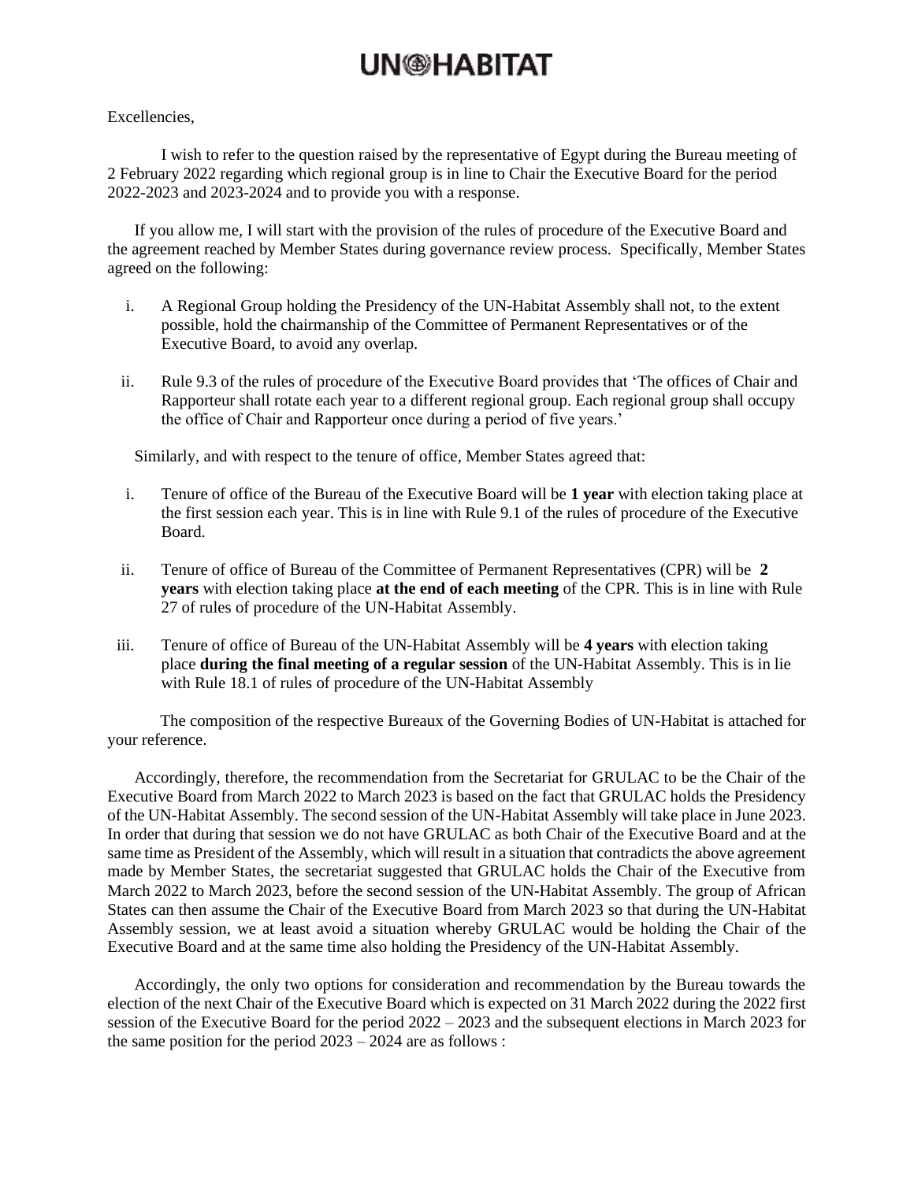# UN-HABITAT

Excellencies,

I wish to refer to the question raised by the representative of Egypt during the Bureau meeting of 2 February 2022 regarding which regional group is in line to Chair the Executive Board for the period 2022-2023 and 2023-2024 and to provide you with a response.

If you allow me, I will start with the provision of the rules of procedure of the Executive Board and the agreement reached by Member States during governance review process. Specifically, Member States agreed on the following:

i. A Regional Group holding the Presidency of the UN-Habitat Assembly shall not, to the extent possible, hold the chairmanship of the Committee of Permanent Representatives or of the Executive Board, to avoid any overlap.

ii. Rule 9.3 of the rules of procedure of the Executive Board provides that 'The offices of Chair and Rapporteur shall rotate each year to a different regional group. Each regional group shall occupy the office of Chair and Rapporteur once during a period of five years.'

Similarly, and with respect to the tenure of office, Member States agreed that:

i. Tenure of office of the Bureau of the Executive Board will be **1 year** with election taking place at the first session each year. This is in line with Rule 9.1 of the rules of procedure of the Executive Board.

ii. Tenure of office of Bureau of the Committee of Permanent Representatives (CPR) will be **2 years** with election taking place **at the end of each meeting** of the CPR. This is in line with Rule 27 of rules of procedure of the UN-Habitat Assembly.

iii. Tenure of office of Bureau of the UN-Habitat Assembly will be **4 years** with election taking place **during the final meeting of a regular session** of the UN-Habitat Assembly. This is in lie with Rule 18.1 of rules of procedure of the UN-Habitat Assembly

The composition of the respective Bureaux of the Governing Bodies of UN-Habitat is attached for your reference.

Accordingly, therefore, the recommendation from the Secretariat for GRULAC to be the Chair of the Executive Board from March 2022 to March 2023 is based on the fact that GRULAC holds the Presidency of the UN-Habitat Assembly. The second session of the UN-Habitat Assembly will take place in June 2023. In order that during that session we do not have GRULAC as both Chair of the Executive Board and at the same time as President of the Assembly, which will result in a situation that contradicts the above agreement made by Member States, the secretariat suggested that GRULAC holds the Chair of the Executive from March 2022 to March 2023, before the second session of the UN-Habitat Assembly. The group of African States can then assume the Chair of the Executive Board from March 2023 so that during the UN-Habitat Assembly session, we at least avoid a situation whereby GRULAC would be holding the Chair of the Executive Board and at the same time also holding the Presidency of the UN-Habitat Assembly.

Accordingly, the only two options for consideration and recommendation by the Bureau towards the election of the next Chair of the Executive Board which is expected on 31 March 2022 during the 2022 first session of the Executive Board for the period 2022 – 2023 and the subsequent elections in March 2023 for the same position for the period 2023 – 2024 are as follows :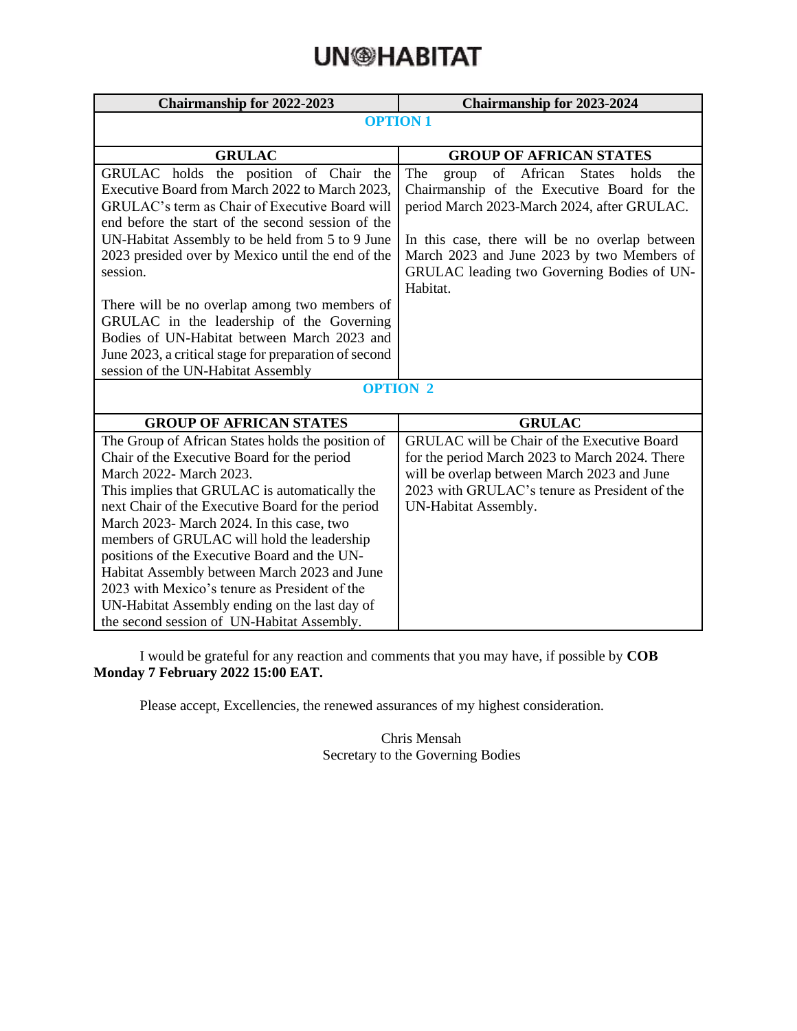| Chairmanship for 2022-2023 | Chairmanship for 2023-2024 |
|---|---|
| **OPTION 1** | |
| **GRULAC** | **GROUP OF AFRICAN STATES** |
| GRULAC holds the position of Chair the Executive Board from March 2022 to March 2023, GRULAC's term as Chair of Executive Board will end before the start of the second session of the UN-Habitat Assembly to be held from 5 to 9 June 2023 presided over by Mexico until the end of the session.<br><br>There will be no overlap among two members of GRULAC in the leadership of the Governing Bodies of UN-Habitat between March 2023 and June 2023, a critical stage for preparation of second session of the UN-Habitat Assembly | The group of African States holds the Chairmanship of the Executive Board for the period March 2023-March 2024, after GRULAC.<br><br>In this case, there will be no overlap between March 2023 and June 2023 by two Members of GRULAC leading two Governing Bodies of UN-Habitat. |
| **OPTION 2** | |
| **GROUP OF AFRICAN STATES** | **GRULAC** |
| The Group of African States holds the position of Chair of the Executive Board for the period March 2022- March 2023.<br>This implies that GRULAC is automatically the next Chair of the Executive Board for the period March 2023- March 2024. In this case, two members of GRULAC will hold the leadership positions of the Executive Board and the UN-Habitat Assembly between March 2023 and June 2023 with Mexico's tenure as President of the UN-Habitat Assembly ending on the last day of the second session of UN-Habitat Assembly. | GRULAC will be Chair of the Executive Board for the period March 2023 to March 2024. There will be overlap between March 2023 and June 2023 with GRULAC's tenure as President of the UN-Habitat Assembly. |

I would be grateful for any reaction and comments that you may have, if possible by **COB Monday 7 February 2022 15:00 EAT.**

Please accept, Excellencies, the renewed assurances of my highest consideration.

Chris Mensah
Secretary to the Governing Bodies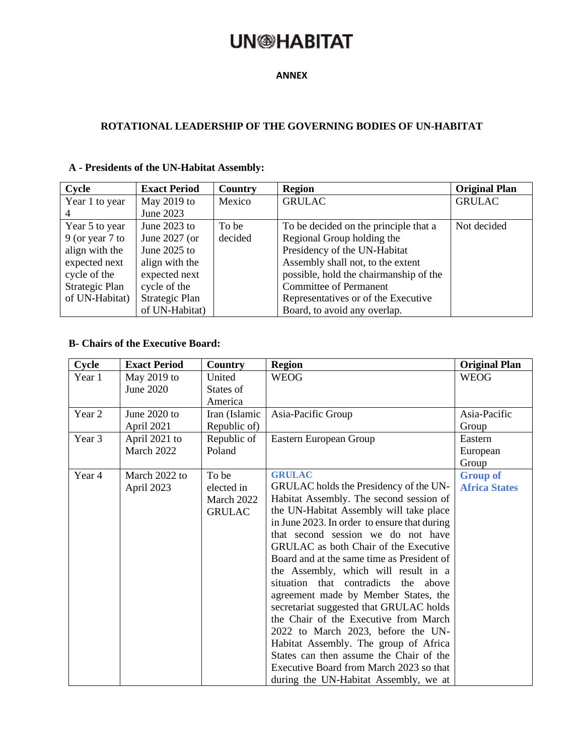**ANNEX**

**ROTATIONAL LEADERSHIP OF THE GOVERNING BODIES OF UN-HABITAT**

**A - Presidents of the UN-Habitat Assembly:**

| Cycle | Exact Period | Country | Region | Original Plan |
|---|---|---|---|---|
| Year 1 to year 4 | May 2019 to June 2023 | Mexico | GRULAC | GRULAC |
| Year 5 to year 9 (or year 7 to align with the expected next cycle of the Strategic Plan of UN-Habitat) | June 2023 to June 2027 (or June 2025 to align with the expected next cycle of the Strategic Plan of UN-Habitat) | To be decided | To be decided on the principle that a Regional Group holding the Presidency of the UN-Habitat Assembly shall not, to the extent possible, hold the chairmanship of the Committee of Permanent Representatives or of the Executive Board, to avoid any overlap. | Not decided |

**B- Chairs of the Executive Board:**

| Cycle | Exact Period | Country | Region | Original Plan |
|---|---|---|---|---|
| Year 1 | May 2019 to June 2020 | United States of America | WEOG | WEOG |
| Year 2 | June 2020 to April 2021 | Iran (Islamic Republic of) | Asia-Pacific Group | Asia-Pacific Group |
| Year 3 | April 2021 to March 2022 | Republic of Poland | Eastern European Group | Eastern European Group |
| Year 4 | March 2022 to April 2023 | To be elected in March 2022 GRULAC | **GRULAC** GRULAC holds the Presidency of the UN-Habitat Assembly. The second session of the UN-Habitat Assembly will take place in June 2023. In order to ensure that during that second session we do not have GRULAC as both Chair of the Executive Board and at the same time as President of the Assembly, which will result in a situation that contradicts the above agreement made by Member States, the secretariat suggested that GRULAC holds the Chair of the Executive from March 2022 to March 2023, before the UN-Habitat Assembly. The group of Africa States can then assume the Chair of the Executive Board from March 2023 so that during the UN-Habitat Assembly, we at | **Group of Africa States** |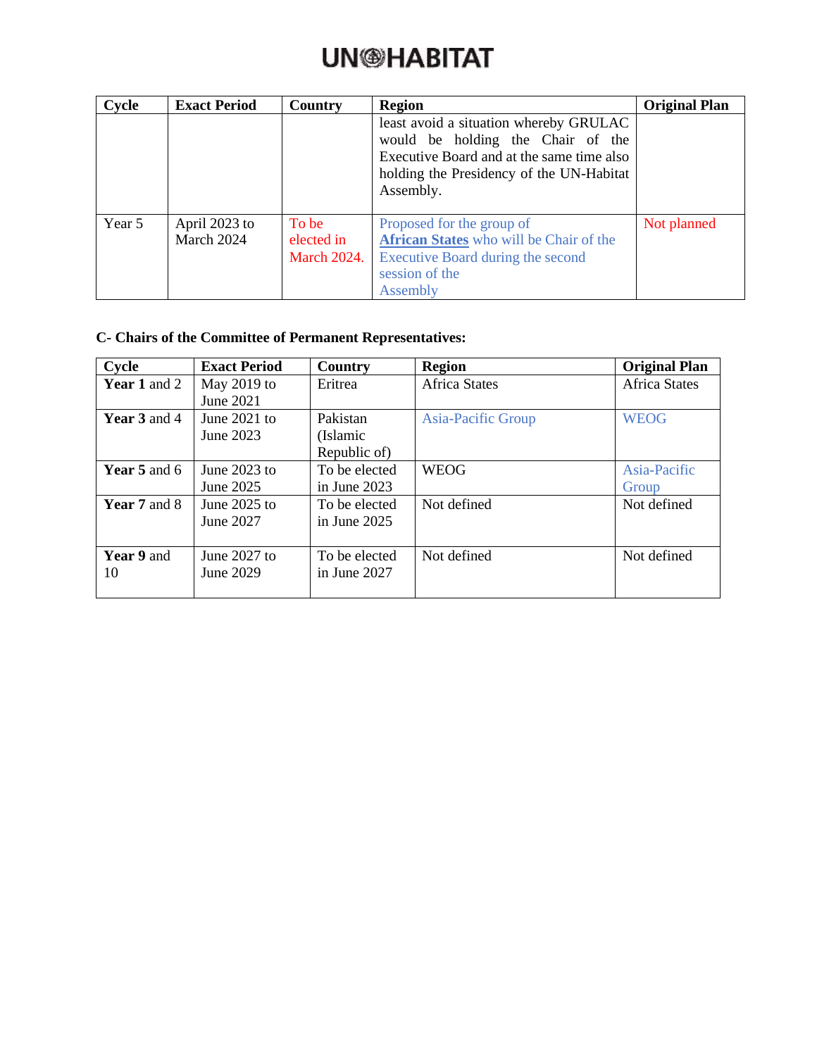| Cycle | Exact Period | Country | Region | Original Plan |
| --- | --- | --- | --- | --- |
| | | | least avoid a situation whereby GRULAC would be holding the Chair of the Executive Board and at the same time also holding the Presidency of the UN-Habitat Assembly. | |
| Year 5 | April 2023 to March 2024 | To be elected in March 2024. | Proposed for the group of **African States** who will be Chair of the Executive Board during the second session of the Assembly | Not planned |

**C- Chairs of the Committee of Permanent Representatives:**

| Cycle | Exact Period | Country | Region | Original Plan |
| --- | --- | --- | --- | --- |
| **Year 1** and 2 | May 2019 to June 2021 | Eritrea | Africa States | Africa States |
| **Year 3** and 4 | June 2021 to June 2023 | Pakistan (Islamic Republic of) | Asia-Pacific Group | WEOG |
| **Year 5** and 6 | June 2023 to June 2025 | To be elected in June 2023 | WEOG | Asia-Pacific Group |
| **Year 7** and 8 | June 2025 to June 2027 | To be elected in June 2025 | Not defined | Not defined |
| **Year 9** and 10 | June 2027 to June 2029 | To be elected in June 2027 | Not defined | Not defined |